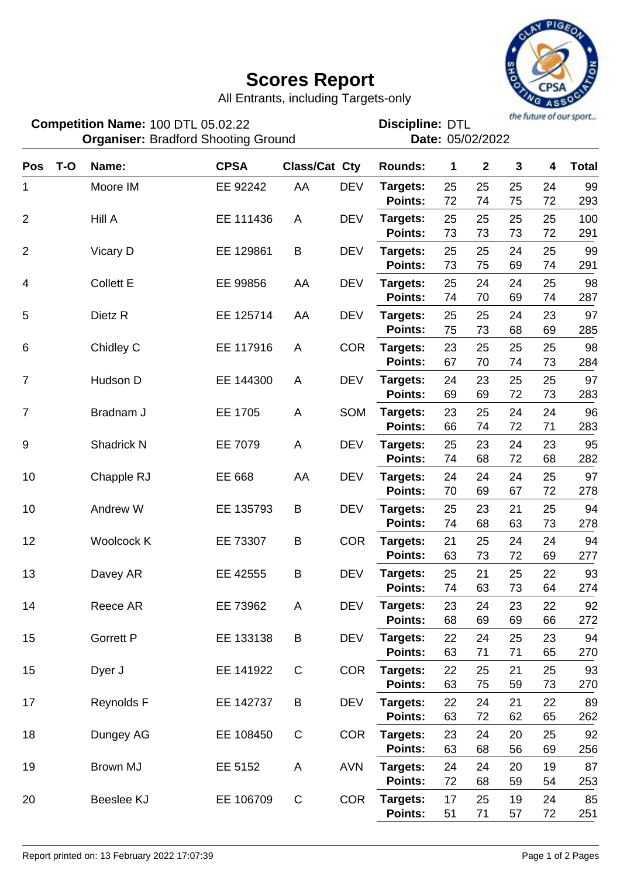# Scores Report

All Entrants, including Targets-only

**Competition Name:** 100 DTL 05.02.22
**Organiser:** Bradford Shooting Ground

**Discipline:** DTL
**Date:** 05/02/2022

| Pos | T-O | Name: | CPSA | Class/Cat | Cty | Rounds: | 1 | 2 | 3 | 4 | Total |
|---|---|---|---|---|---|---|---|---|---|---|---|
| 1 | | Moore IM | EE 92242 | AA | DEV | Targets: | 25 | 25 | 25 | 24 | 99 |
| | | | | | | Points: | 72 | 74 | 75 | 72 | 293 |
| 2 | | Hill A | EE 111436 | A | DEV | Targets: | 25 | 25 | 25 | 25 | 100 |
| | | | | | | Points: | 73 | 73 | 73 | 72 | 291 |
| 2 | | Vicary D | EE 129861 | B | DEV | Targets: | 25 | 25 | 24 | 25 | 99 |
| | | | | | | Points: | 73 | 75 | 69 | 74 | 291 |
| 4 | | Collett E | EE 99856 | AA | DEV | Targets: | 25 | 24 | 24 | 25 | 98 |
| | | | | | | Points: | 74 | 70 | 69 | 74 | 287 |
| 5 | | Dietz R | EE 125714 | AA | DEV | Targets: | 25 | 25 | 24 | 23 | 97 |
| | | | | | | Points: | 75 | 73 | 68 | 69 | 285 |
| 6 | | Chidley C | EE 117916 | A | COR | Targets: | 23 | 25 | 25 | 25 | 98 |
| | | | | | | Points: | 67 | 70 | 74 | 73 | 284 |
| 7 | | Hudson D | EE 144300 | A | DEV | Targets: | 24 | 23 | 25 | 25 | 97 |
| | | | | | | Points: | 69 | 69 | 72 | 73 | 283 |
| 7 | | Bradnam J | EE 1705 | A | SOM | Targets: | 23 | 25 | 24 | 24 | 96 |
| | | | | | | Points: | 66 | 74 | 72 | 71 | 283 |
| 9 | | Shadrick N | EE 7079 | A | DEV | Targets: | 25 | 23 | 24 | 23 | 95 |
| | | | | | | Points: | 74 | 68 | 72 | 68 | 282 |
| 10 | | Chapple RJ | EE 668 | AA | DEV | Targets: | 24 | 24 | 24 | 25 | 97 |
| | | | | | | Points: | 70 | 69 | 67 | 72 | 278 |
| 10 | | Andrew W | EE 135793 | B | DEV | Targets: | 25 | 23 | 21 | 25 | 94 |
| | | | | | | Points: | 74 | 68 | 63 | 73 | 278 |
| 12 | | Woolcock K | EE 73307 | B | COR | Targets: | 21 | 25 | 24 | 24 | 94 |
| | | | | | | Points: | 63 | 73 | 72 | 69 | 277 |
| 13 | | Davey AR | EE 42555 | B | DEV | Targets: | 25 | 21 | 25 | 22 | 93 |
| | | | | | | Points: | 74 | 63 | 73 | 64 | 274 |
| 14 | | Reece AR | EE 73962 | A | DEV | Targets: | 23 | 24 | 23 | 22 | 92 |
| | | | | | | Points: | 68 | 69 | 69 | 66 | 272 |
| 15 | | Gorrett P | EE 133138 | B | DEV | Targets: | 22 | 24 | 25 | 23 | 94 |
| | | | | | | Points: | 63 | 71 | 71 | 65 | 270 |
| 15 | | Dyer J | EE 141922 | C | COR | Targets: | 22 | 25 | 21 | 25 | 93 |
| | | | | | | Points: | 63 | 75 | 59 | 73 | 270 |
| 17 | | Reynolds F | EE 142737 | B | DEV | Targets: | 22 | 24 | 21 | 22 | 89 |
| | | | | | | Points: | 63 | 72 | 62 | 65 | 262 |
| 18 | | Dungey AG | EE 108450 | C | COR | Targets: | 23 | 24 | 20 | 25 | 92 |
| | | | | | | Points: | 63 | 68 | 56 | 69 | 256 |
| 19 | | Brown MJ | EE 5152 | A | AVN | Targets: | 24 | 24 | 20 | 19 | 87 |
| | | | | | | Points: | 72 | 68 | 59 | 54 | 253 |
| 20 | | Beeslee KJ | EE 106709 | C | COR | Targets: | 17 | 25 | 19 | 24 | 85 |
| | | | | | | Points: | 51 | 71 | 57 | 72 | 251 |

Report printed on: 13 February 2022 17:07:39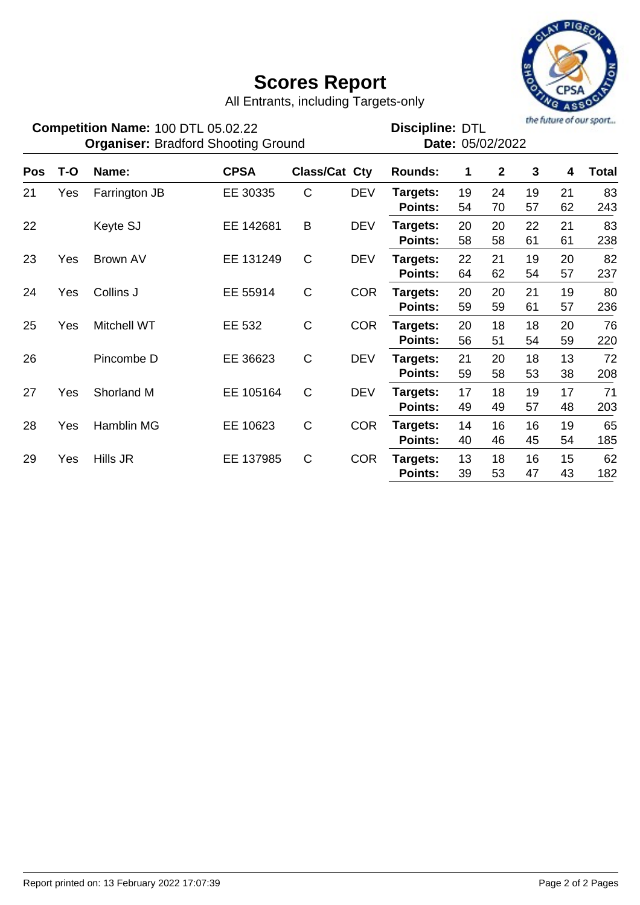# Scores Report

All Entrants, including Targets-only

**Competition Name:** 100 DTL 05.02.22 **Organiser:** Bradford Shooting Ground

**Discipline:** DTL **Date:** 05/02/2022

| Pos | T-O | Name: | CPSA | Class/Cat | Cty | Rounds: | 1 | 2 | 3 | 4 | Total |
|---|---|---|---|---|---|---|---|---|---|---|---|
| 21 | Yes | Farrington JB | EE 30335 | C | DEV | Targets: | 19 | 24 | 19 | 21 | 83 |
| | | | | | | Points: | 54 | 70 | 57 | 62 | 243 |
| 22 | | Keyte SJ | EE 142681 | B | DEV | Targets: | 20 | 20 | 22 | 21 | 83 |
| | | | | | | Points: | 58 | 58 | 61 | 61 | 238 |
| 23 | Yes | Brown AV | EE 131249 | C | DEV | Targets: | 22 | 21 | 19 | 20 | 82 |
| | | | | | | Points: | 64 | 62 | 54 | 57 | 237 |
| 24 | Yes | Collins J | EE 55914 | C | COR | Targets: | 20 | 20 | 21 | 19 | 80 |
| | | | | | | Points: | 59 | 59 | 61 | 57 | 236 |
| 25 | Yes | Mitchell WT | EE 532 | C | COR | Targets: | 20 | 18 | 18 | 20 | 76 |
| | | | | | | Points: | 56 | 51 | 54 | 59 | 220 |
| 26 | | Pincombe D | EE 36623 | C | DEV | Targets: | 21 | 20 | 18 | 13 | 72 |
| | | | | | | Points: | 59 | 58 | 53 | 38 | 208 |
| 27 | Yes | Shorland M | EE 105164 | C | DEV | Targets: | 17 | 18 | 19 | 17 | 71 |
| | | | | | | Points: | 49 | 49 | 57 | 48 | 203 |
| 28 | Yes | Hamblin MG | EE 10623 | C | COR | Targets: | 14 | 16 | 16 | 19 | 65 |
| | | | | | | Points: | 40 | 46 | 45 | 54 | 185 |
| 29 | Yes | Hills JR | EE 137985 | C | COR | Targets: | 13 | 18 | 16 | 15 | 62 |
| | | | | | | Points: | 39 | 53 | 47 | 43 | 182 |

Report printed on: 13 February 2022 17:07:39